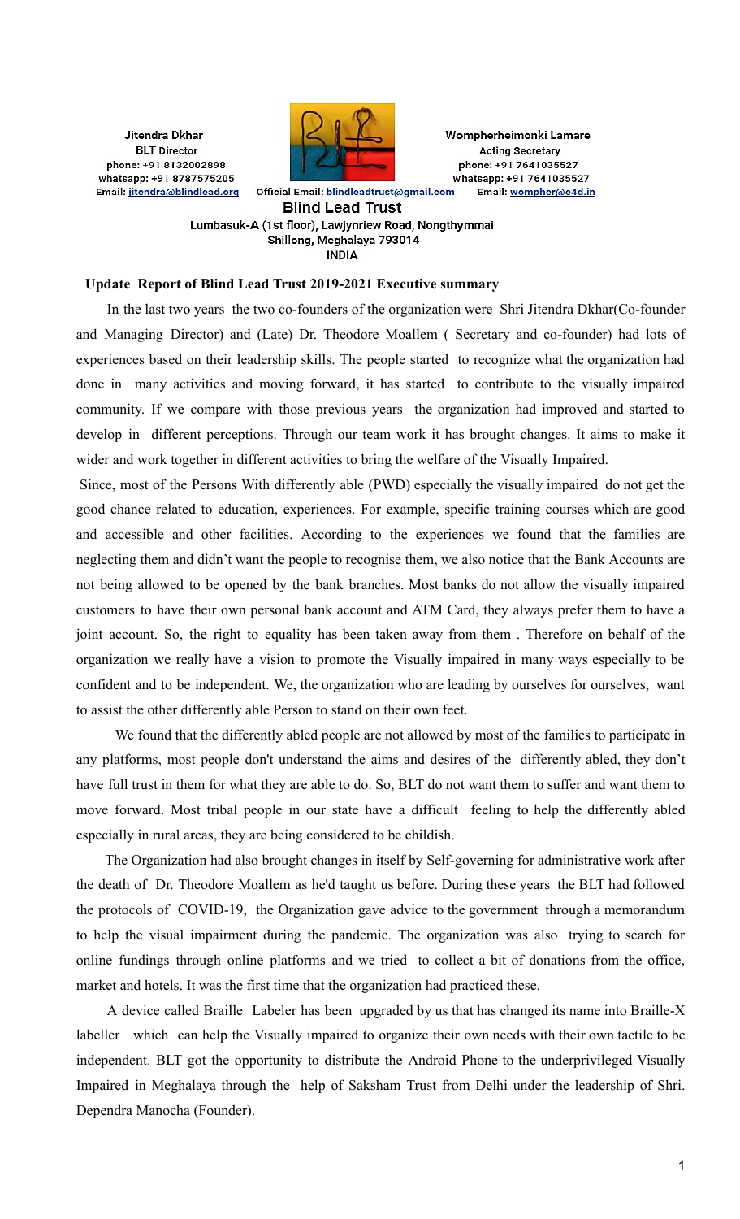Jitendra Dkhar
BLT Director
phone: +91 8132002898
whatsapp: +91 8787575205
Email: jitendra@blindlead.org

Wompherheimonki Lamare
Acting Secretary
phone: +91 7641035527
whatsapp: +91 7641035527
Email: wompher@e4d.in

Official Email: blindleadtrust@gmail.com

**Blind Lead Trust**
Lumbasuk-A (1st floor), Lawjynriew Road, Nongthymmai
Shillong, Meghalaya 793014
INDIA

## Update Report of Blind Lead Trust 2019-2021 Executive summary

In the last two years the two co-founders of the organization were Shri Jitendra Dkhar(Co-founder and Managing Director) and (Late) Dr. Theodore Moallem ( Secretary and co-founder) had lots of experiences based on their leadership skills. The people started to recognize what the organization had done in many activities and moving forward, it has started to contribute to the visually impaired community. If we compare with those previous years the organization had improved and started to develop in different perceptions. Through our team work it has brought changes. It aims to make it wider and work together in different activities to bring the welfare of the Visually Impaired.

Since, most of the Persons With differently able (PWD) especially the visually impaired do not get the good chance related to education, experiences. For example, specific training courses which are good and accessible and other facilities. According to the experiences we found that the families are neglecting them and didn't want the people to recognise them, we also notice that the Bank Accounts are not being allowed to be opened by the bank branches. Most banks do not allow the visually impaired customers to have their own personal bank account and ATM Card, they always prefer them to have a joint account. So, the right to equality has been taken away from them . Therefore on behalf of the organization we really have a vision to promote the Visually impaired in many ways especially to be confident and to be independent. We, the organization who are leading by ourselves for ourselves, want to assist the other differently able Person to stand on their own feet.

We found that the differently abled people are not allowed by most of the families to participate in any platforms, most people don't understand the aims and desires of the differently abled, they don't have full trust in them for what they are able to do. So, BLT do not want them to suffer and want them to move forward. Most tribal people in our state have a difficult feeling to help the differently abled especially in rural areas, they are being considered to be childish.

The Organization had also brought changes in itself by Self-governing for administrative work after the death of Dr. Theodore Moallem as he'd taught us before. During these years the BLT had followed the protocols of COVID-19, the Organization gave advice to the government through a memorandum to help the visual impairment during the pandemic. The organization was also trying to search for online fundings through online platforms and we tried to collect a bit of donations from the office, market and hotels. It was the first time that the organization had practiced these.

A device called Braille Labeler has been upgraded by us that has changed its name into Braille-X labeller which can help the Visually impaired to organize their own needs with their own tactile to be independent. BLT got the opportunity to distribute the Android Phone to the underprivileged Visually Impaired in Meghalaya through the help of Saksham Trust from Delhi under the leadership of Shri. Dependra Manocha (Founder).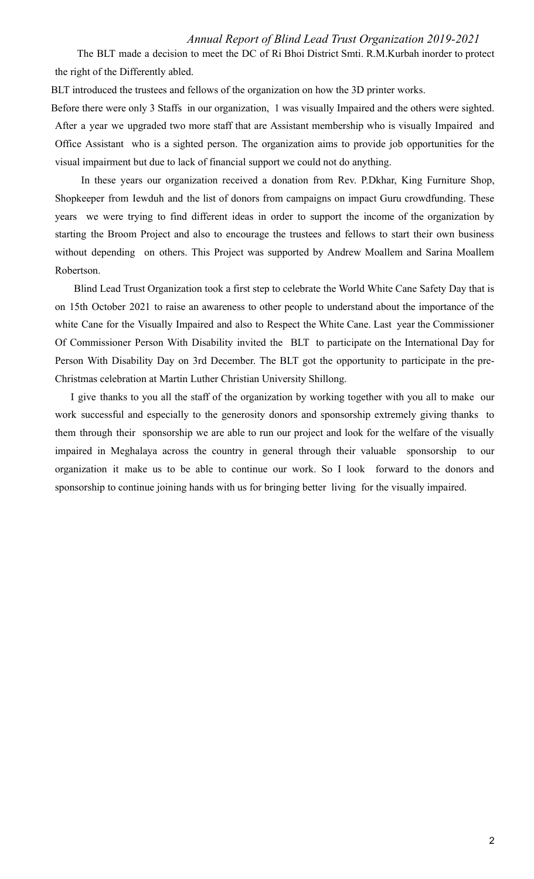The BLT made a decision to meet the DC of Ri Bhoi District Smti. R.M.Kurbah inorder to protect the right of the Differently abled.

BLT introduced the trustees and fellows of the organization on how the 3D printer works.

Before there were only 3 Staffs in our organization, 1 was visually Impaired and the others were sighted. After a year we upgraded two more staff that are Assistant membership who is visually Impaired and Office Assistant who is a sighted person. The organization aims to provide job opportunities for the visual impairment but due to lack of financial support we could not do anything.

In these years our organization received a donation from Rev. P.Dkhar, King Furniture Shop, Shopkeeper from Iewduh and the list of donors from campaigns on impact Guru crowdfunding. These years we were trying to find different ideas in order to support the income of the organization by starting the Broom Project and also to encourage the trustees and fellows to start their own business without depending on others. This Project was supported by Andrew Moallem and Sarina Moallem Robertson.

Blind Lead Trust Organization took a first step to celebrate the World White Cane Safety Day that is on 15th October 2021 to raise an awareness to other people to understand about the importance of the white Cane for the Visually Impaired and also to Respect the White Cane. Last year the Commissioner Of Commissioner Person With Disability invited the BLT to participate on the International Day for Person With Disability Day on 3rd December. The BLT got the opportunity to participate in the pre-Christmas celebration at Martin Luther Christian University Shillong.

I give thanks to you all the staff of the organization by working together with you all to make our work successful and especially to the generosity donors and sponsorship extremely giving thanks to them through their sponsorship we are able to run our project and look for the welfare of the visually impaired in Meghalaya across the country in general through their valuable sponsorship to our organization it make us to be able to continue our work. So I look forward to the donors and sponsorship to continue joining hands with us for bringing better living for the visually impaired.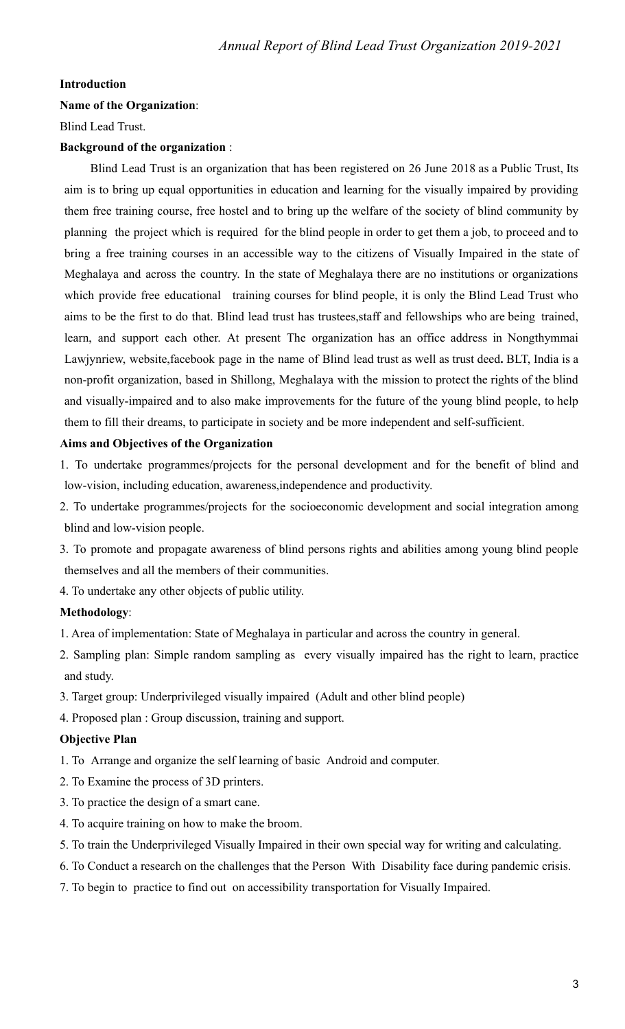**Introduction**

**Name of the Organization**:

Blind Lead Trust.

**Background of the organization** :

Blind Lead Trust is an organization that has been registered on 26 June 2018 as a Public Trust, Its aim is to bring up equal opportunities in education and learning for the visually impaired by providing them free training course, free hostel and to bring up the welfare of the society of blind community by planning the project which is required for the blind people in order to get them a job, to proceed and to bring a free training courses in an accessible way to the citizens of Visually Impaired in the state of Meghalaya and across the country. In the state of Meghalaya there are no institutions or organizations which provide free educational training courses for blind people, it is only the Blind Lead Trust who aims to be the first to do that. Blind lead trust has trustees,staff and fellowships who are being trained, learn, and support each other. At present The organization has an office address in Nongthymmai Lawjynriew, website,facebook page in the name of Blind lead trust as well as trust deed**.** BLT, India is a non-profit organization, based in Shillong, Meghalaya with the mission to protect the rights of the blind and visually-impaired and to also make improvements for the future of the young blind people, to help them to fill their dreams, to participate in society and be more independent and self-sufficient.

**Aims and Objectives of the Organization**

1. To undertake programmes/projects for the personal development and for the benefit of blind and low-vision, including education, awareness,independence and productivity.
2. To undertake programmes/projects for the socioeconomic development and social integration among blind and low-vision people.
3. To promote and propagate awareness of blind persons rights and abilities among young blind people themselves and all the members of their communities.
4. To undertake any other objects of public utility.

**Methodology**:

1. Area of implementation: State of Meghalaya in particular and across the country in general.
2. Sampling plan: Simple random sampling as every visually impaired has the right to learn, practice and study.
3. Target group: Underprivileged visually impaired (Adult and other blind people)
4. Proposed plan : Group discussion, training and support.

**Objective Plan**

1. To Arrange and organize the self learning of basic Android and computer.
2. To Examine the process of 3D printers.
3. To practice the design of a smart cane.
4. To acquire training on how to make the broom.
5. To train the Underprivileged Visually Impaired in their own special way for writing and calculating.
6. To Conduct a research on the challenges that the Person With Disability face during pandemic crisis.
7. To begin to practice to find out on accessibility transportation for Visually Impaired.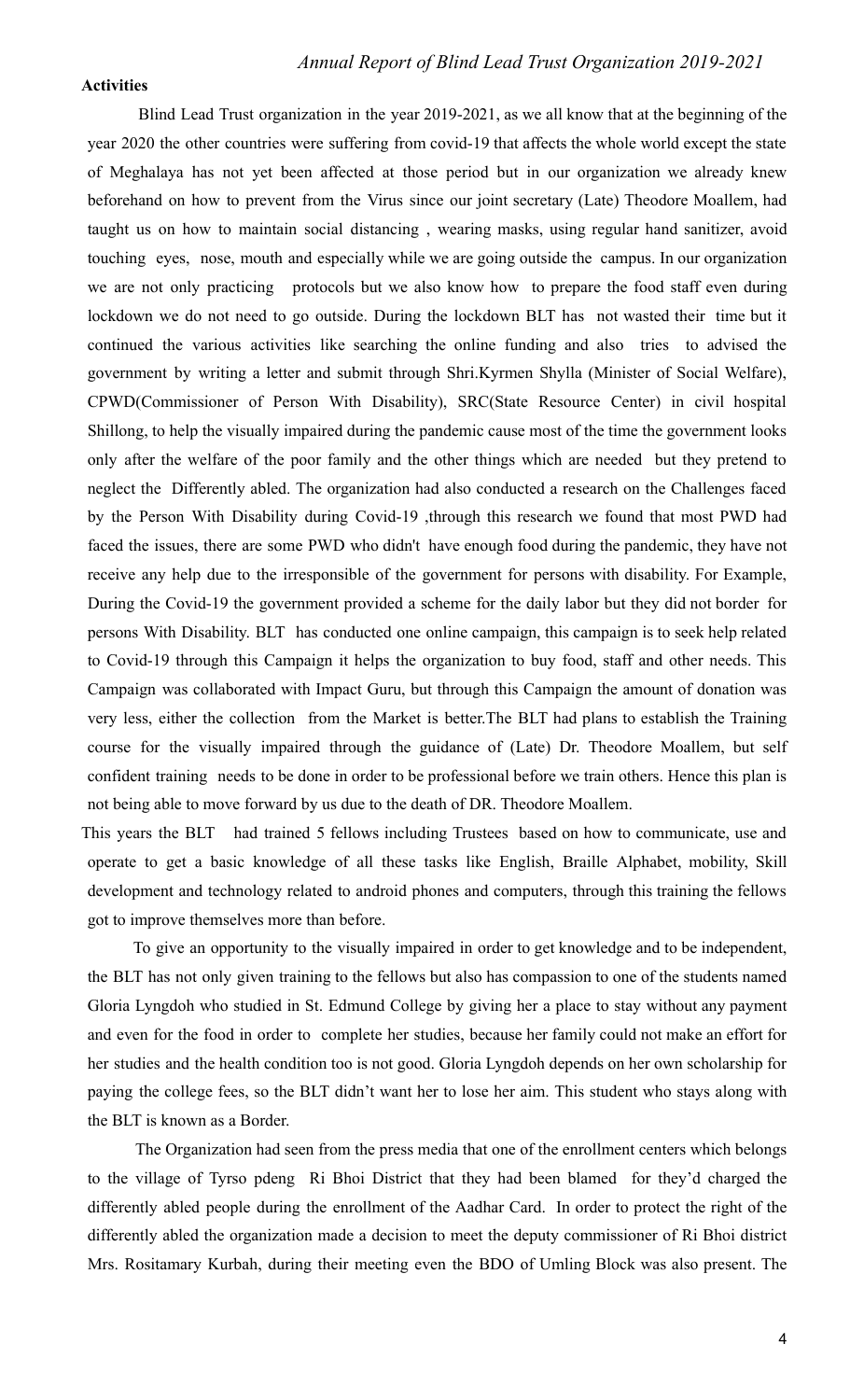**Activities**

Blind Lead Trust organization in the year 2019-2021, as we all know that at the beginning of the year 2020 the other countries were suffering from covid-19 that affects the whole world except the state of Meghalaya has not yet been affected at those period but in our organization we already knew beforehand on how to prevent from the Virus since our joint secretary (Late) Theodore Moallem, had taught us on how to maintain social distancing , wearing masks, using regular hand sanitizer, avoid touching eyes, nose, mouth and especially while we are going outside the campus. In our organization we are not only practicing protocols but we also know how to prepare the food staff even during lockdown we do not need to go outside. During the lockdown BLT has not wasted their time but it continued the various activities like searching the online funding and also tries to advised the government by writing a letter and submit through Shri.Kyrmen Shylla (Minister of Social Welfare), CPWD(Commissioner of Person With Disability), SRC(State Resource Center) in civil hospital Shillong, to help the visually impaired during the pandemic cause most of the time the government looks only after the welfare of the poor family and the other things which are needed but they pretend to neglect the Differently abled. The organization had also conducted a research on the Challenges faced by the Person With Disability during Covid-19 ,through this research we found that most PWD had faced the issues, there are some PWD who didn't have enough food during the pandemic, they have not receive any help due to the irresponsible of the government for persons with disability. For Example, During the Covid-19 the government provided a scheme for the daily labor but they did not border for persons With Disability. BLT has conducted one online campaign, this campaign is to seek help related to Covid-19 through this Campaign it helps the organization to buy food, staff and other needs. This Campaign was collaborated with Impact Guru, but through this Campaign the amount of donation was very less, either the collection from the Market is better.The BLT had plans to establish the Training course for the visually impaired through the guidance of (Late) Dr. Theodore Moallem, but self confident training needs to be done in order to be professional before we train others. Hence this plan is not being able to move forward by us due to the death of DR. Theodore Moallem.

This years the BLT had trained 5 fellows including Trustees based on how to communicate, use and operate to get a basic knowledge of all these tasks like English, Braille Alphabet, mobility, Skill development and technology related to android phones and computers, through this training the fellows got to improve themselves more than before.

To give an opportunity to the visually impaired in order to get knowledge and to be independent, the BLT has not only given training to the fellows but also has compassion to one of the students named Gloria Lyngdoh who studied in St. Edmund College by giving her a place to stay without any payment and even for the food in order to complete her studies, because her family could not make an effort for her studies and the health condition too is not good. Gloria Lyngdoh depends on her own scholarship for paying the college fees, so the BLT didn't want her to lose her aim. This student who stays along with the BLT is known as a Border.

The Organization had seen from the press media that one of the enrollment centers which belongs to the village of Tyrso pdeng Ri Bhoi District that they had been blamed for they'd charged the differently abled people during the enrollment of the Aadhar Card. In order to protect the right of the differently abled the organization made a decision to meet the deputy commissioner of Ri Bhoi district Mrs. Rositamary Kurbah, during their meeting even the BDO of Umling Block was also present. The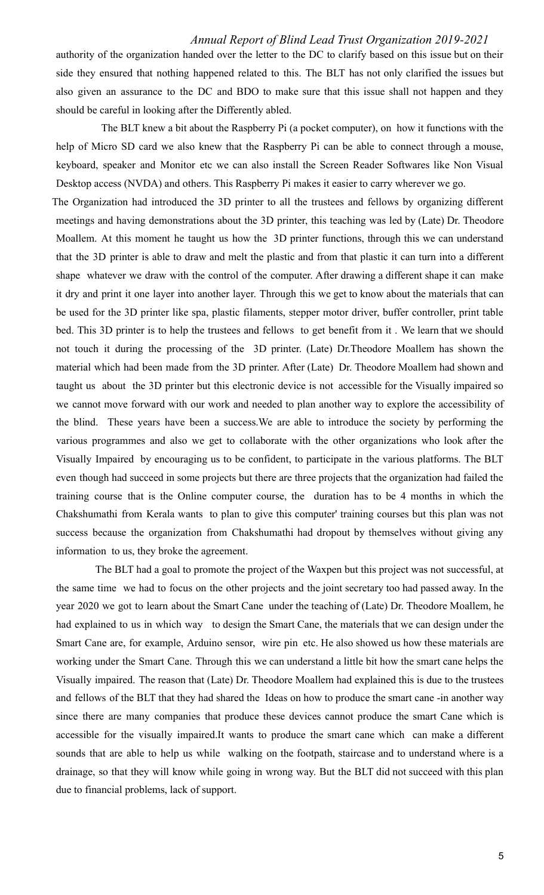authority of the organization handed over the letter to the DC to clarify based on this issue but on their side they ensured that nothing happened related to this. The BLT has not only clarified the issues but also given an assurance to the DC and BDO to make sure that this issue shall not happen and they should be careful in looking after the Differently abled.

The BLT knew a bit about the Raspberry Pi (a pocket computer), on how it functions with the help of Micro SD card we also knew that the Raspberry Pi can be able to connect through a mouse, keyboard, speaker and Monitor etc we can also install the Screen Reader Softwares like Non Visual Desktop access (NVDA) and others. This Raspberry Pi makes it easier to carry wherever we go.

The Organization had introduced the 3D printer to all the trustees and fellows by organizing different meetings and having demonstrations about the 3D printer, this teaching was led by (Late) Dr. Theodore Moallem. At this moment he taught us how the 3D printer functions, through this we can understand that the 3D printer is able to draw and melt the plastic and from that plastic it can turn into a different shape whatever we draw with the control of the computer. After drawing a different shape it can make it dry and print it one layer into another layer. Through this we get to know about the materials that can be used for the 3D printer like spa, plastic filaments, stepper motor driver, buffer controller, print table bed. This 3D printer is to help the trustees and fellows to get benefit from it . We learn that we should not touch it during the processing of the 3D printer. (Late) Dr.Theodore Moallem has shown the material which had been made from the 3D printer. After (Late) Dr. Theodore Moallem had shown and taught us about the 3D printer but this electronic device is not accessible for the Visually impaired so we cannot move forward with our work and needed to plan another way to explore the accessibility of the blind. These years have been a success.We are able to introduce the society by performing the various programmes and also we get to collaborate with the other organizations who look after the Visually Impaired by encouraging us to be confident, to participate in the various platforms. The BLT even though had succeed in some projects but there are three projects that the organization had failed the training course that is the Online computer course, the duration has to be 4 months in which the Chakshumathi from Kerala wants to plan to give this computer' training courses but this plan was not success because the organization from Chakshumathi had dropout by themselves without giving any information to us, they broke the agreement.

The BLT had a goal to promote the project of the Waxpen but this project was not successful, at the same time we had to focus on the other projects and the joint secretary too had passed away. In the year 2020 we got to learn about the Smart Cane under the teaching of (Late) Dr. Theodore Moallem, he had explained to us in which way to design the Smart Cane, the materials that we can design under the Smart Cane are, for example, Arduino sensor, wire pin etc. He also showed us how these materials are working under the Smart Cane. Through this we can understand a little bit how the smart cane helps the Visually impaired. The reason that (Late) Dr. Theodore Moallem had explained this is due to the trustees and fellows of the BLT that they had shared the Ideas on how to produce the smart cane -in another way since there are many companies that produce these devices cannot produce the smart Cane which is accessible for the visually impaired.It wants to produce the smart cane which can make a different sounds that are able to help us while walking on the footpath, staircase and to understand where is a drainage, so that they will know while going in wrong way. But the BLT did not succeed with this plan due to financial problems, lack of support.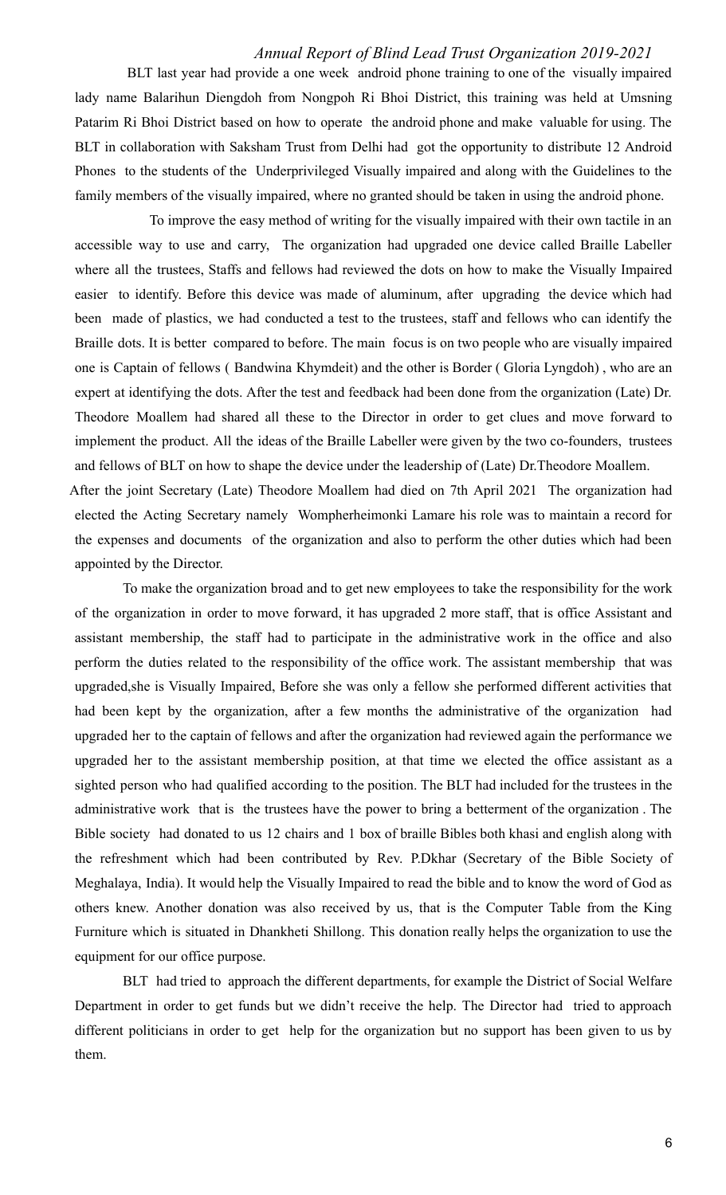BLT last year had provide a one week android phone training to one of the visually impaired lady name Balarihun Diengdoh from Nongpoh Ri Bhoi District, this training was held at Umsning Patarim Ri Bhoi District based on how to operate the android phone and make valuable for using. The BLT in collaboration with Saksham Trust from Delhi had got the opportunity to distribute 12 Android Phones to the students of the Underprivileged Visually impaired and along with the Guidelines to the family members of the visually impaired, where no granted should be taken in using the android phone.

To improve the easy method of writing for the visually impaired with their own tactile in an accessible way to use and carry, The organization had upgraded one device called Braille Labeller where all the trustees, Staffs and fellows had reviewed the dots on how to make the Visually Impaired easier to identify. Before this device was made of aluminum, after upgrading the device which had been made of plastics, we had conducted a test to the trustees, staff and fellows who can identify the Braille dots. It is better compared to before. The main focus is on two people who are visually impaired one is Captain of fellows ( Bandwina Khymdeit) and the other is Border ( Gloria Lyngdoh) , who are an expert at identifying the dots. After the test and feedback had been done from the organization (Late) Dr. Theodore Moallem had shared all these to the Director in order to get clues and move forward to implement the product. All the ideas of the Braille Labeller were given by the two co-founders, trustees and fellows of BLT on how to shape the device under the leadership of (Late) Dr.Theodore Moallem.

After the joint Secretary (Late) Theodore Moallem had died on 7th April 2021 The organization had elected the Acting Secretary namely Wompherheimonki Lamare his role was to maintain a record for the expenses and documents of the organization and also to perform the other duties which had been appointed by the Director.

To make the organization broad and to get new employees to take the responsibility for the work of the organization in order to move forward, it has upgraded 2 more staff, that is office Assistant and assistant membership, the staff had to participate in the administrative work in the office and also perform the duties related to the responsibility of the office work. The assistant membership that was upgraded,she is Visually Impaired, Before she was only a fellow she performed different activities that had been kept by the organization, after a few months the administrative of the organization had upgraded her to the captain of fellows and after the organization had reviewed again the performance we upgraded her to the assistant membership position, at that time we elected the office assistant as a sighted person who had qualified according to the position. The BLT had included for the trustees in the administrative work that is the trustees have the power to bring a betterment of the organization . The Bible society had donated to us 12 chairs and 1 box of braille Bibles both khasi and english along with the refreshment which had been contributed by Rev. P.Dkhar (Secretary of the Bible Society of Meghalaya, India). It would help the Visually Impaired to read the bible and to know the word of God as others knew. Another donation was also received by us, that is the Computer Table from the King Furniture which is situated in Dhankheti Shillong. This donation really helps the organization to use the equipment for our office purpose.

BLT had tried to approach the different departments, for example the District of Social Welfare Department in order to get funds but we didn't receive the help. The Director had tried to approach different politicians in order to get help for the organization but no support has been given to us by them.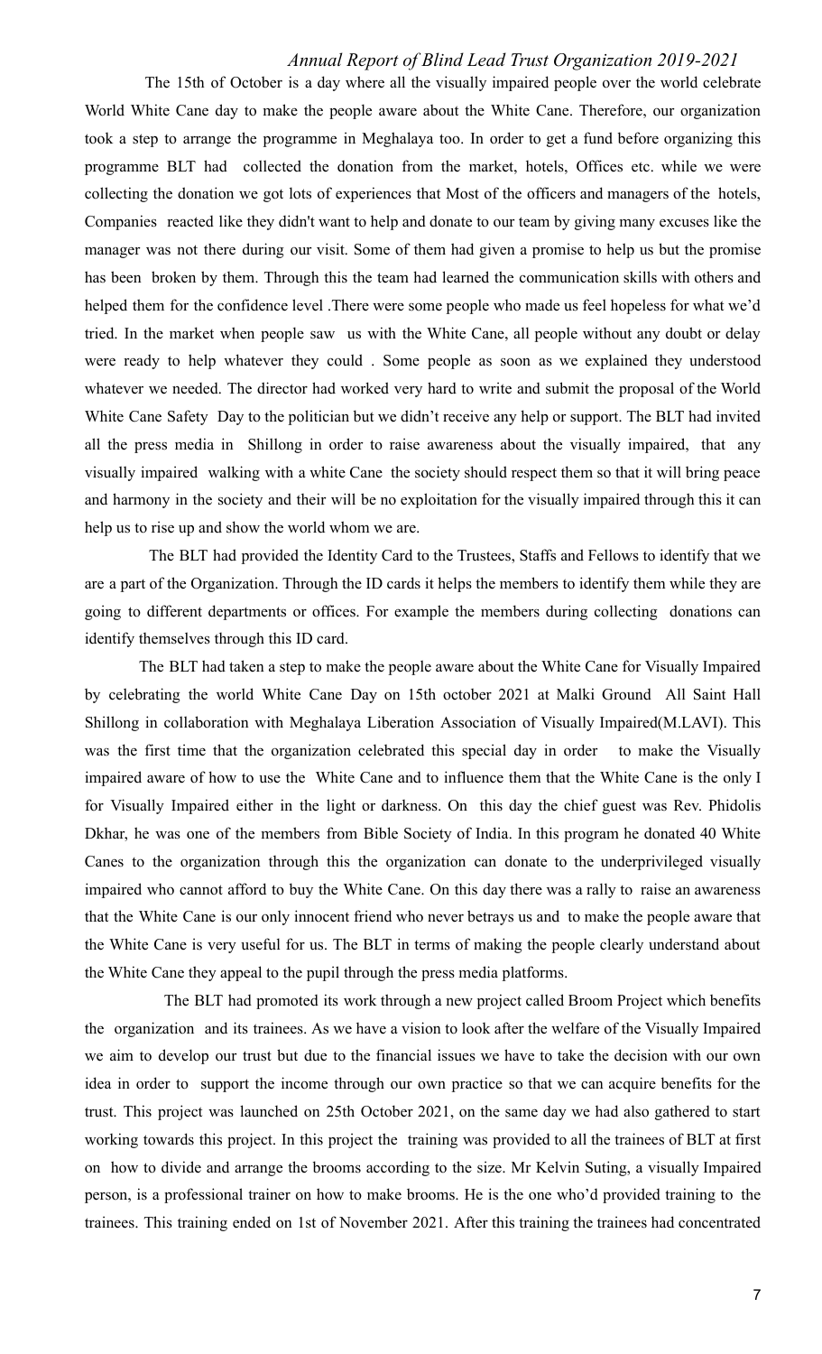The 15th of October is a day where all the visually impaired people over the world celebrate World White Cane day to make the people aware about the White Cane. Therefore, our organization took a step to arrange the programme in Meghalaya too. In order to get a fund before organizing this programme BLT had collected the donation from the market, hotels, Offices etc. while we were collecting the donation we got lots of experiences that Most of the officers and managers of the hotels, Companies reacted like they didn't want to help and donate to our team by giving many excuses like the manager was not there during our visit. Some of them had given a promise to help us but the promise has been broken by them. Through this the team had learned the communication skills with others and helped them for the confidence level .There were some people who made us feel hopeless for what we'd tried. In the market when people saw us with the White Cane, all people without any doubt or delay were ready to help whatever they could . Some people as soon as we explained they understood whatever we needed. The director had worked very hard to write and submit the proposal of the World White Cane Safety Day to the politician but we didn't receive any help or support. The BLT had invited all the press media in Shillong in order to raise awareness about the visually impaired, that any visually impaired walking with a white Cane the society should respect them so that it will bring peace and harmony in the society and their will be no exploitation for the visually impaired through this it can help us to rise up and show the world whom we are.

The BLT had provided the Identity Card to the Trustees, Staffs and Fellows to identify that we are a part of the Organization. Through the ID cards it helps the members to identify them while they are going to different departments or offices. For example the members during collecting donations can identify themselves through this ID card.

The BLT had taken a step to make the people aware about the White Cane for Visually Impaired by celebrating the world White Cane Day on 15th october 2021 at Malki Ground All Saint Hall Shillong in collaboration with Meghalaya Liberation Association of Visually Impaired(M.LAVI). This was the first time that the organization celebrated this special day in order to make the Visually impaired aware of how to use the White Cane and to influence them that the White Cane is the only I for Visually Impaired either in the light or darkness. On this day the chief guest was Rev. Phidolis Dkhar, he was one of the members from Bible Society of India. In this program he donated 40 White Canes to the organization through this the organization can donate to the underprivileged visually impaired who cannot afford to buy the White Cane. On this day there was a rally to raise an awareness that the White Cane is our only innocent friend who never betrays us and to make the people aware that the White Cane is very useful for us. The BLT in terms of making the people clearly understand about the White Cane they appeal to the pupil through the press media platforms.

The BLT had promoted its work through a new project called Broom Project which benefits the organization and its trainees. As we have a vision to look after the welfare of the Visually Impaired we aim to develop our trust but due to the financial issues we have to take the decision with our own idea in order to support the income through our own practice so that we can acquire benefits for the trust. This project was launched on 25th October 2021, on the same day we had also gathered to start working towards this project. In this project the training was provided to all the trainees of BLT at first on how to divide and arrange the brooms according to the size. Mr Kelvin Suting, a visually Impaired person, is a professional trainer on how to make brooms. He is the one who'd provided training to the trainees. This training ended on 1st of November 2021. After this training the trainees had concentrated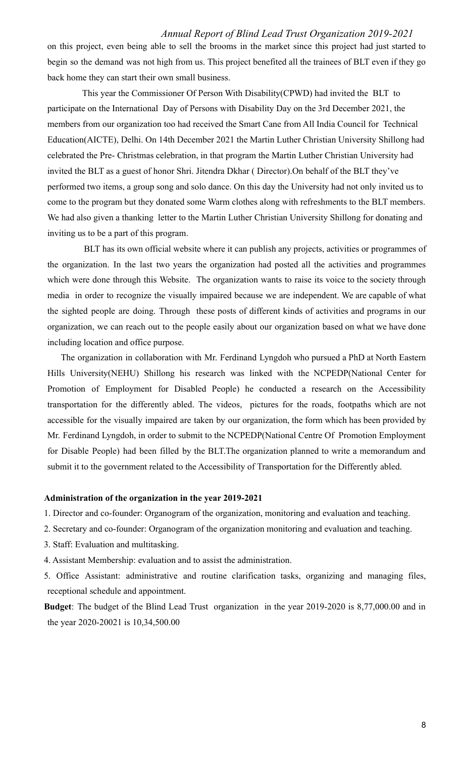on this project, even being able to sell the brooms in the market since this project had just started to begin so the demand was not high from us. This project benefited all the trainees of BLT even if they go back home they can start their own small business.

This year the Commissioner Of Person With Disability(CPWD) had invited the BLT to participate on the International Day of Persons with Disability Day on the 3rd December 2021, the members from our organization too had received the Smart Cane from All India Council for Technical Education(AICTE), Delhi. On 14th December 2021 the Martin Luther Christian University Shillong had celebrated the Pre- Christmas celebration, in that program the Martin Luther Christian University had invited the BLT as a guest of honor Shri. Jitendra Dkhar ( Director).On behalf of the BLT they've performed two items, a group song and solo dance. On this day the University had not only invited us to come to the program but they donated some Warm clothes along with refreshments to the BLT members. We had also given a thanking letter to the Martin Luther Christian University Shillong for donating and inviting us to be a part of this program.

BLT has its own official website where it can publish any projects, activities or programmes of the organization. In the last two years the organization had posted all the activities and programmes which were done through this Website. The organization wants to raise its voice to the society through media in order to recognize the visually impaired because we are independent. We are capable of what the sighted people are doing. Through these posts of different kinds of activities and programs in our organization, we can reach out to the people easily about our organization based on what we have done including location and office purpose.

The organization in collaboration with Mr. Ferdinand Lyngdoh who pursued a PhD at North Eastern Hills University(NEHU) Shillong his research was linked with the NCPEDP(National Center for Promotion of Employment for Disabled People) he conducted a research on the Accessibility transportation for the differently abled. The videos, pictures for the roads, footpaths which are not accessible for the visually impaired are taken by our organization, the form which has been provided by Mr. Ferdinand Lyngdoh, in order to submit to the NCPEDP(National Centre Of Promotion Employment for Disable People) had been filled by the BLT.The organization planned to write a memorandum and submit it to the government related to the Accessibility of Transportation for the Differently abled.

**Administration of the organization in the year 2019-2021**

1. Director and co-founder: Organogram of the organization, monitoring and evaluation and teaching.
2. Secretary and co-founder: Organogram of the organization monitoring and evaluation and teaching.
3. Staff: Evaluation and multitasking.
4. Assistant Membership: evaluation and to assist the administration.
5. Office Assistant: administrative and routine clarification tasks, organizing and managing files, receptional schedule and appointment.

**Budget**: The budget of the Blind Lead Trust organization in the year 2019-2020 is 8,77,000.00 and in the year 2020-20021 is 10,34,500.00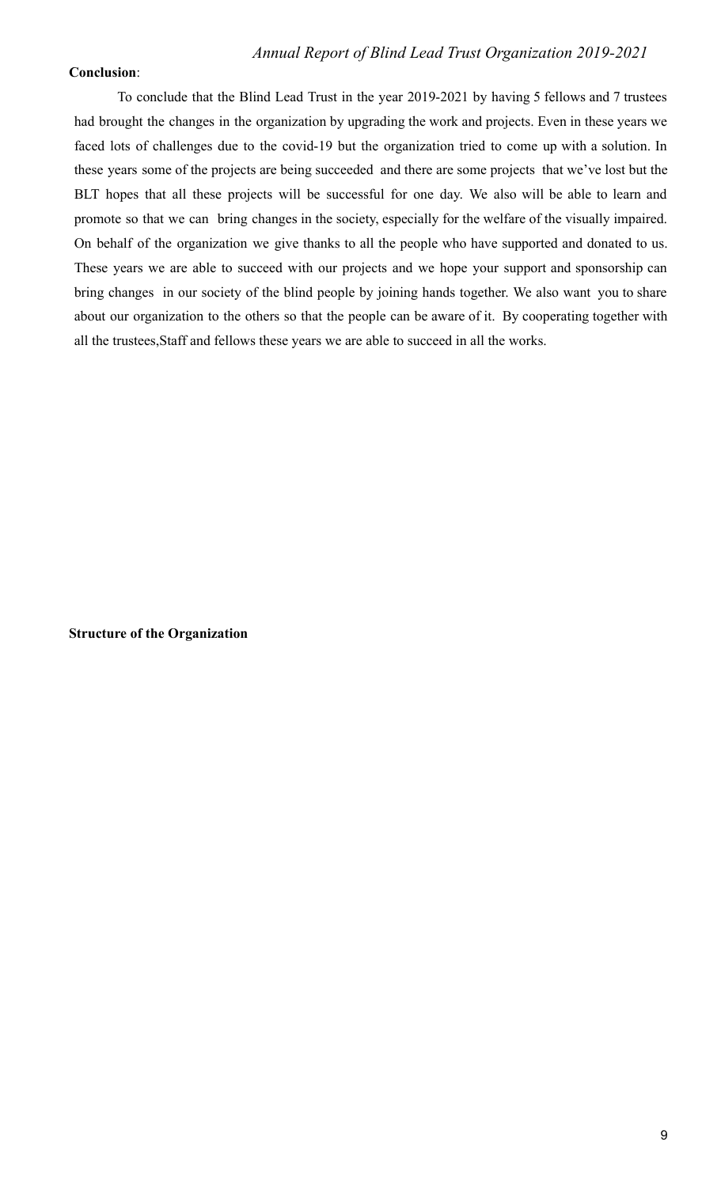**Conclusion**:

To conclude that the Blind Lead Trust in the year 2019-2021 by having 5 fellows and 7 trustees had brought the changes in the organization by upgrading the work and projects. Even in these years we faced lots of challenges due to the covid-19 but the organization tried to come up with a solution. In these years some of the projects are being succeeded and there are some projects that we've lost but the BLT hopes that all these projects will be successful for one day. We also will be able to learn and promote so that we can bring changes in the society, especially for the welfare of the visually impaired. On behalf of the organization we give thanks to all the people who have supported and donated to us. These years we are able to succeed with our projects and we hope your support and sponsorship can bring changes in our society of the blind people by joining hands together. We also want you to share about our organization to the others so that the people can be aware of it. By cooperating together with all the trustees,Staff and fellows these years we are able to succeed in all the works.

**Structure of the Organization**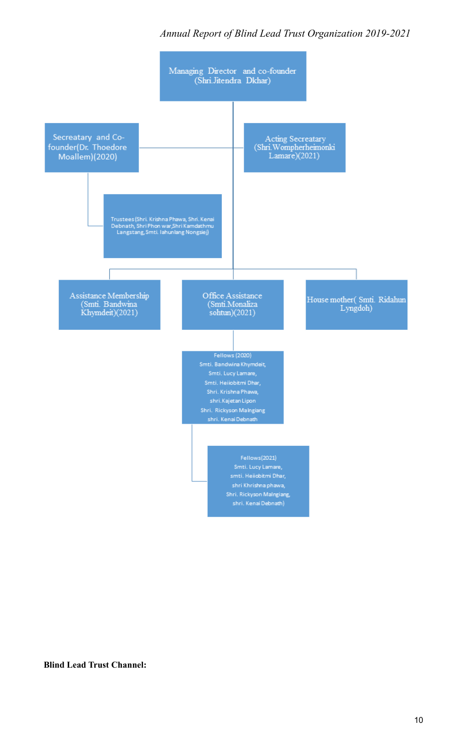Managing Director and co-founder (Shri.Jitendra Dkhar)

Secreatary and Co-founder(Dr. Thoedore Moallem)(2020)

Acting Secreatary (Shri.Wompherheimonki Lamare)(2021)

Trustees(Shri. Krishna Phawa, Shri. Kenai Debnath, Shri Phon war,Shri Kamdathmu Langstang, Smti. Iahunlang Nongsiej)

Assistance Membership (Smti. Bandwina Khymdeit)(2021)

Office Assistance (Smti.Monaliza sohtun)(2021)

House mother( Smti. Ridahun Lyngdoh)

Fellows (2020)
Smti. Bandwina Khymdeit,
Smti. Lucy Lamare,
Smti. Heiiobitmi Dhar,
Shri. Krishna Phawa,
shri.Kajetan Lipon
Shri. Rickyson Malngiang
shri. Kenai Debnath

Fellows(2021)
Smti. Lucy Lamare,
smti. Heiiobitmi Dhar,
shri Khrishna phawa,
Shri. Rickyson Malngiang,
shri. Kenai Debnath)

**Blind Lead Trust Channel:**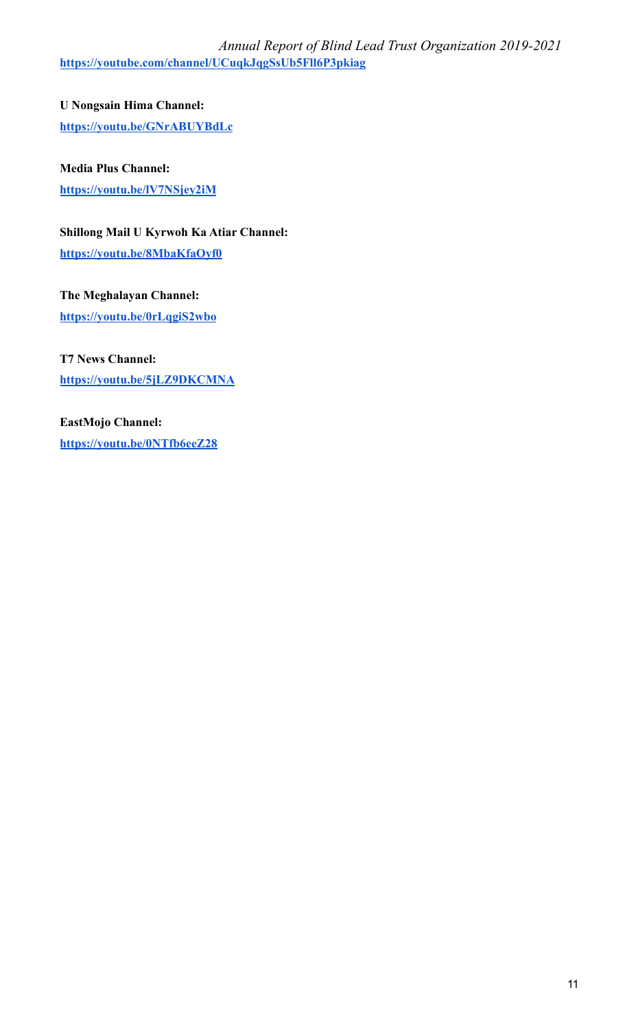https://youtube.com/channel/UCuqkJqgSsUb5Fll6P3pkiag

**U Nongsain Hima Channel:**
https://youtu.be/GNrABUYBdLc

**Media Plus Channel:**
https://youtu.be/lV7NSjey2iM

**Shillong Mail U Kyrwoh Ka Atiar Channel:**
https://youtu.be/8MbaKfaOyf0

**The Meghalayan Channel:**
https://youtu.be/0rLqgiS2wbo

**T7 News Channel:**
https://youtu.be/5jLZ9DKCMNA

**EastMojo Channel:**
https://youtu.be/0NTfb6eeZ28